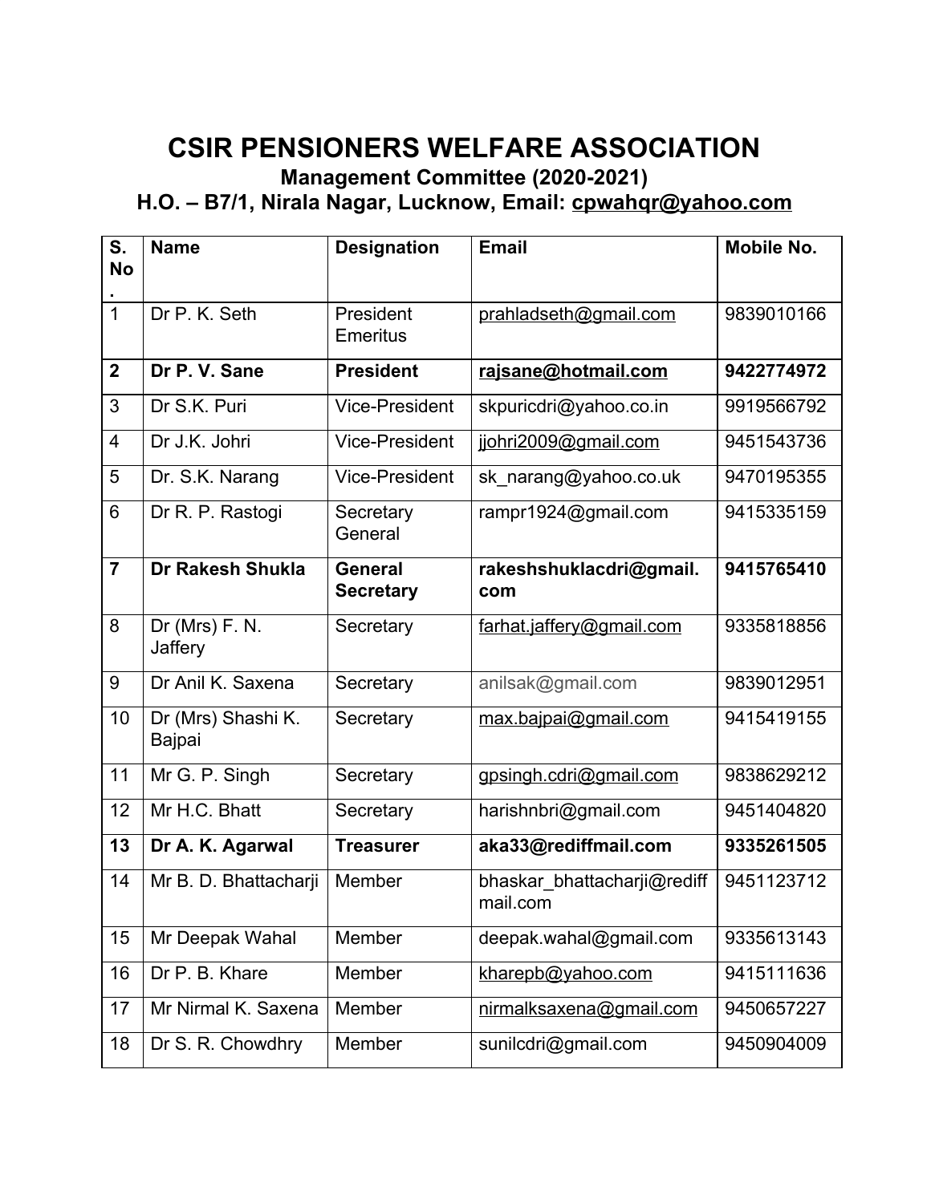# CSIR PENSIONERS WELFARE ASSOCIATION

### Management Committee (2020-2021)

### H.O. – B7/1, Nirala Nagar, Lucknow, Email: cpwahqr@yahoo.com

| S. No. | Name | Designation | Email | Mobile No. |
|---|---|---|---|---|
| 1 | Dr P. K. Seth | President Emeritus | prahladseth@gmail.com | 9839010166 |
| **2** | **Dr P. V. Sane** | **President** | **rajsane@hotmail.com** | **9422774972** |
| 3 | Dr S.K. Puri | Vice-President | skpuricdri@yahoo.co.in | 9919566792 |
| 4 | Dr J.K. Johri | Vice-President | jjohri2009@gmail.com | 9451543736 |
| 5 | Dr. S.K. Narang | Vice-President | sk_narang@yahoo.co.uk | 9470195355 |
| 6 | Dr R. P. Rastogi | Secretary General | rampr1924@gmail.com | 9415335159 |
| **7** | **Dr Rakesh Shukla** | **General Secretary** | **rakeshshuklacdri@gmail.com** | **9415765410** |
| 8 | Dr (Mrs) F. N. Jaffery | Secretary | farhat.jaffery@gmail.com | 9335818856 |
| 9 | Dr Anil K. Saxena | Secretary | anilsak@gmail.com | 9839012951 |
| 10 | Dr (Mrs) Shashi K. Bajpai | Secretary | max.bajpai@gmail.com | 9415419155 |
| 11 | Mr G. P. Singh | Secretary | gpsingh.cdri@gmail.com | 9838629212 |
| 12 | Mr H.C. Bhatt | Secretary | harishnbri@gmail.com | 9451404820 |
| **13** | **Dr A. K. Agarwal** | **Treasurer** | **aka33@rediffmail.com** | **9335261505** |
| 14 | Mr B. D. Bhattacharji | Member | bhaskar_bhattacharji@rediffmail.com | 9451123712 |
| 15 | Mr Deepak Wahal | Member | deepak.wahal@gmail.com | 9335613143 |
| 16 | Dr P. B. Khare | Member | kharepb@yahoo.com | 9415111636 |
| 17 | Mr Nirmal K. Saxena | Member | nirmalksaxena@gmail.com | 9450657227 |
| 18 | Dr S. R. Chowdhry | Member | sunilcdri@gmail.com | 9450904009 |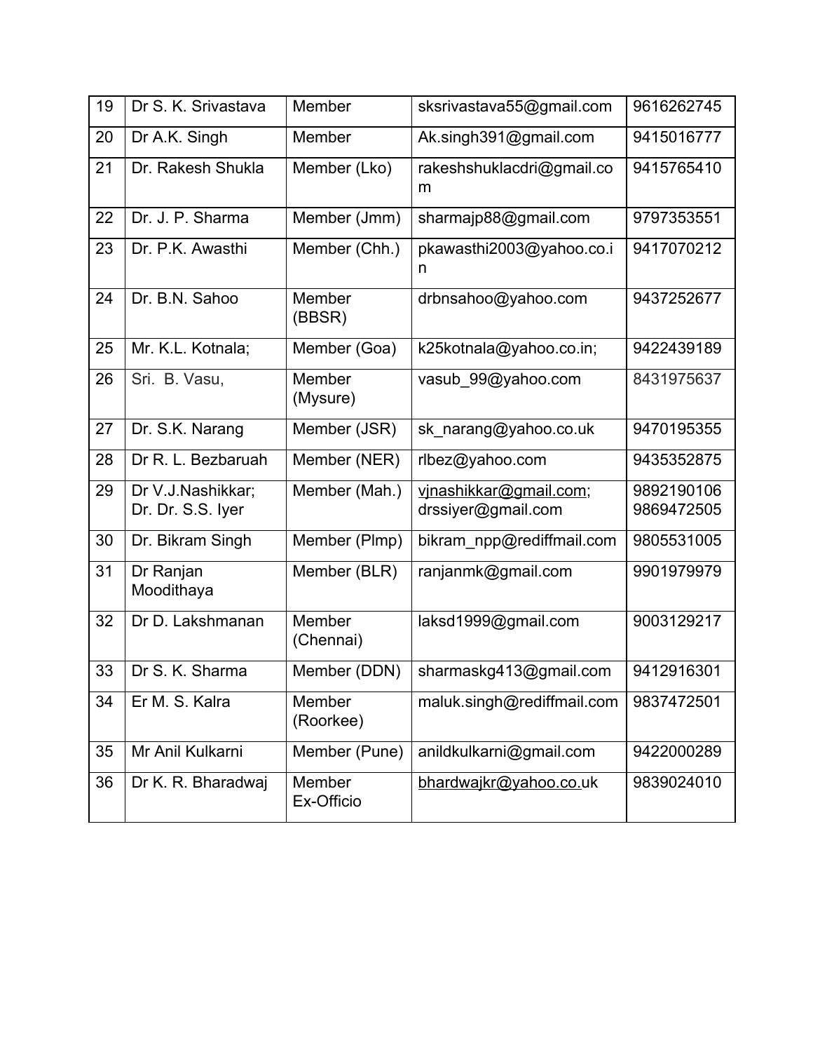| | | | | |
|---|---|---|---|---|
| 19 | Dr S. K. Srivastava | Member | sksrivastava55@gmail.com | 9616262745 |
| 20 | Dr A.K. Singh | Member | Ak.singh391@gmail.com | 9415016777 |
| 21 | Dr. Rakesh Shukla | Member (Lko) | rakeshshuklacdri@gmail.com | 9415765410 |
| 22 | Dr. J. P. Sharma | Member (Jmm) | sharmajp88@gmail.com | 9797353551 |
| 23 | Dr. P.K. Awasthi | Member (Chh.) | pkawasthi2003@yahoo.co.in | 9417070212 |
| 24 | Dr. B.N. Sahoo | Member (BBSR) | drbnsahoo@yahoo.com | 9437252677 |
| 25 | Mr. K.L. Kotnala; | Member (Goa) | k25kotnala@yahoo.co.in; | 9422439189 |
| 26 | Sri. B. Vasu, | Member (Mysure) | vasub_99@yahoo.com | 8431975637 |
| 27 | Dr. S.K. Narang | Member (JSR) | sk_narang@yahoo.co.uk | 9470195355 |
| 28 | Dr R. L. Bezbaruah | Member (NER) | rlbez@yahoo.com | 9435352875 |
| 29 | Dr V.J.Nashikkar; Dr. Dr. S.S. Iyer | Member (Mah.) | vjnashikkar@gmail.com; drssiyer@gmail.com | 9892190106 9869472505 |
| 30 | Dr. Bikram Singh | Member (Plmp) | bikram_npp@rediffmail.com | 9805531005 |
| 31 | Dr Ranjan Moodithaya | Member (BLR) | ranjanmk@gmail.com | 9901979979 |
| 32 | Dr D. Lakshmanan | Member (Chennai) | laksd1999@gmail.com | 9003129217 |
| 33 | Dr S. K. Sharma | Member (DDN) | sharmaskg413@gmail.com | 9412916301 |
| 34 | Er M. S. Kalra | Member (Roorkee) | maluk.singh@rediffmail.com | 9837472501 |
| 35 | Mr Anil Kulkarni | Member (Pune) | anildkulkarni@gmail.com | 9422000289 |
| 36 | Dr K. R. Bharadwaj | Member Ex-Officio | bhardwajkr@yahoo.co.uk | 9839024010 |